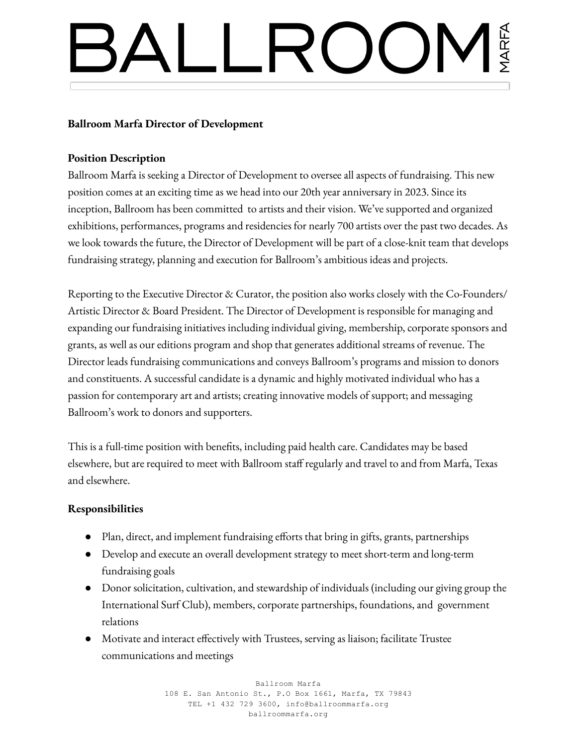# BALLROOM MARFA

**Ballroom Marfa Director of Development**

**Position Description**

Ballroom Marfa is seeking a Director of Development to oversee all aspects of fundraising. This new position comes at an exciting time as we head into our 20th year anniversary in 2023. Since its inception, Ballroom has been committed to artists and their vision. We've supported and organized exhibitions, performances, programs and residencies for nearly 700 artists over the past two decades. As we look towards the future, the Director of Development will be part of a close-knit team that develops fundraising strategy, planning and execution for Ballroom's ambitious ideas and projects.

Reporting to the Executive Director & Curator, the position also works closely with the Co-Founders/ Artistic Director & Board President. The Director of Development is responsible for managing and expanding our fundraising initiatives including individual giving, membership, corporate sponsors and grants, as well as our editions program and shop that generates additional streams of revenue. The Director leads fundraising communications and conveys Ballroom's programs and mission to donors and constituents. A successful candidate is a dynamic and highly motivated individual who has a passion for contemporary art and artists; creating innovative models of support; and messaging Ballroom's work to donors and supporters.

This is a full-time position with benefits, including paid health care. Candidates may be based elsewhere, but are required to meet with Ballroom staff regularly and travel to and from Marfa, Texas and elsewhere.

**Responsibilities**

- Plan, direct, and implement fundraising efforts that bring in gifts, grants, partnerships
- Develop and execute an overall development strategy to meet short-term and long-term fundraising goals
- Donor solicitation, cultivation, and stewardship of individuals (including our giving group the International Surf Club), members, corporate partnerships, foundations, and government relations
- Motivate and interact effectively with Trustees, serving as liaison; facilitate Trustee communications and meetings

Ballroom Marfa
108 E. San Antonio St., P.O Box 1661, Marfa, TX 79843
TEL +1 432 729 3600, info@ballroommarfa.org
ballroommarfa.org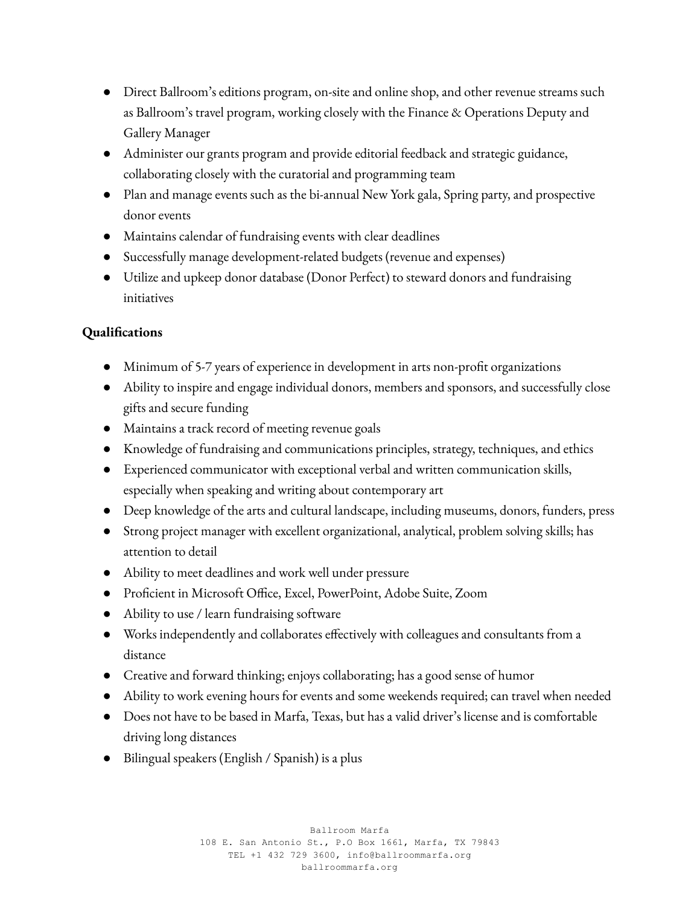- Direct Ballroom's editions program, on-site and online shop, and other revenue streams such as Ballroom's travel program, working closely with the Finance & Operations Deputy and Gallery Manager
- Administer our grants program and provide editorial feedback and strategic guidance, collaborating closely with the curatorial and programming team
- Plan and manage events such as the bi-annual New York gala, Spring party, and prospective donor events
- Maintains calendar of fundraising events with clear deadlines
- Successfully manage development-related budgets (revenue and expenses)
- Utilize and upkeep donor database (Donor Perfect) to steward donors and fundraising initiatives

**Qualifications**

- Minimum of 5-7 years of experience in development in arts non-profit organizations
- Ability to inspire and engage individual donors, members and sponsors, and successfully close gifts and secure funding
- Maintains a track record of meeting revenue goals
- Knowledge of fundraising and communications principles, strategy, techniques, and ethics
- Experienced communicator with exceptional verbal and written communication skills, especially when speaking and writing about contemporary art
- Deep knowledge of the arts and cultural landscape, including museums, donors, funders, press
- Strong project manager with excellent organizational, analytical, problem solving skills; has attention to detail
- Ability to meet deadlines and work well under pressure
- Proficient in Microsoft Office, Excel, PowerPoint, Adobe Suite, Zoom
- Ability to use / learn fundraising software
- Works independently and collaborates effectively with colleagues and consultants from a distance
- Creative and forward thinking; enjoys collaborating; has a good sense of humor
- Ability to work evening hours for events and some weekends required; can travel when needed
- Does not have to be based in Marfa, Texas, but has a valid driver's license and is comfortable driving long distances
- Bilingual speakers (English / Spanish) is a plus

Ballroom Marfa
108 E. San Antonio St., P.O Box 1661, Marfa, TX 79843
TEL +1 432 729 3600, info@ballroommarfa.org
ballroommarfa.org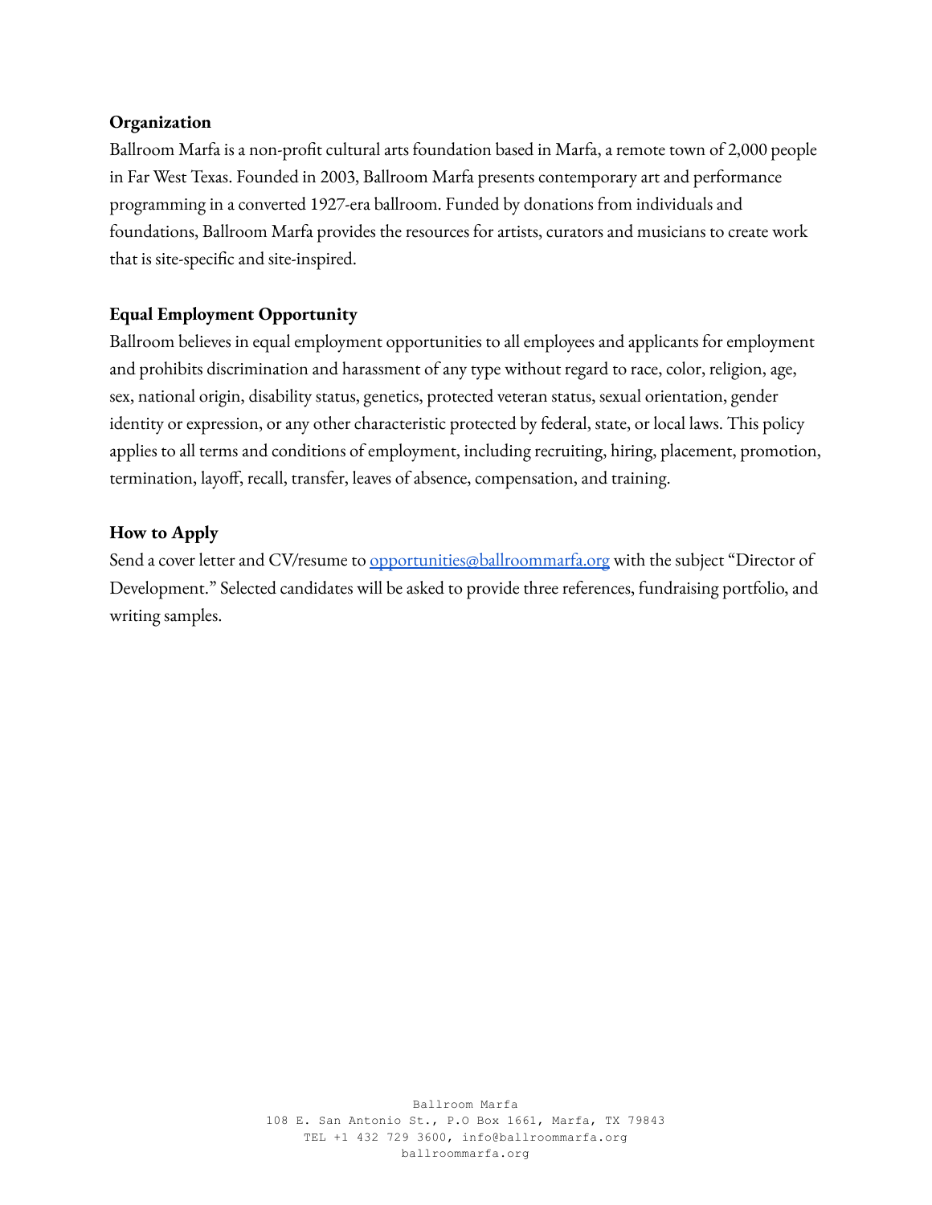**Organization**

Ballroom Marfa is a non-profit cultural arts foundation based in Marfa, a remote town of 2,000 people in Far West Texas. Founded in 2003, Ballroom Marfa presents contemporary art and performance programming in a converted 1927-era ballroom. Funded by donations from individuals and foundations, Ballroom Marfa provides the resources for artists, curators and musicians to create work that is site-specific and site-inspired.

**Equal Employment Opportunity**

Ballroom believes in equal employment opportunities to all employees and applicants for employment and prohibits discrimination and harassment of any type without regard to race, color, religion, age, sex, national origin, disability status, genetics, protected veteran status, sexual orientation, gender identity or expression, or any other characteristic protected by federal, state, or local laws. This policy applies to all terms and conditions of employment, including recruiting, hiring, placement, promotion, termination, layoff, recall, transfer, leaves of absence, compensation, and training.

**How to Apply**

Send a cover letter and CV/resume to opportunities@ballroommarfa.org with the subject "Director of Development." Selected candidates will be asked to provide three references, fundraising portfolio, and writing samples.

Ballroom Marfa
108 E. San Antonio St., P.O Box 1661, Marfa, TX 79843
TEL +1 432 729 3600, info@ballroommarfa.org
ballroommarfa.org